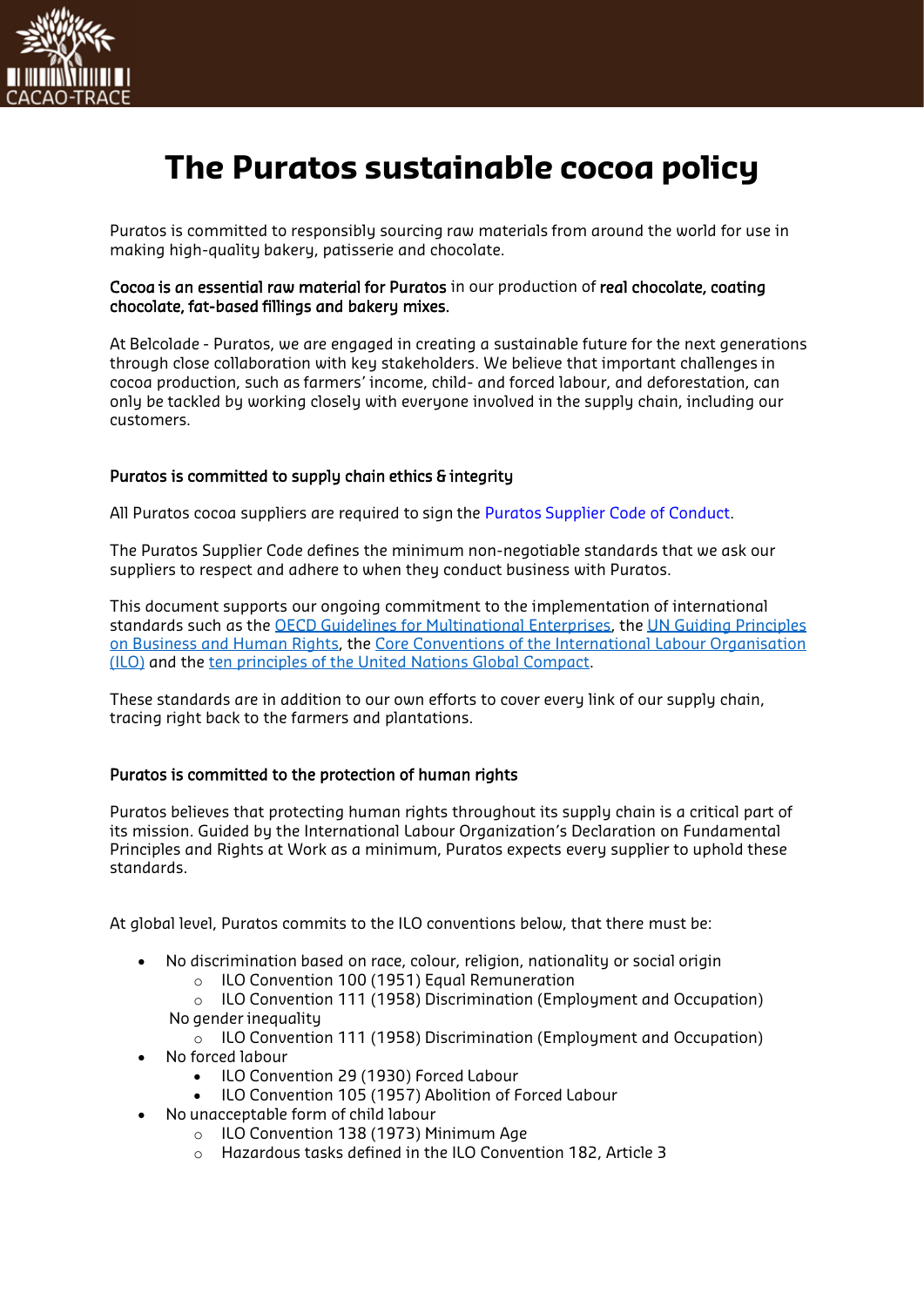# The Puratos sustainable cocoa policy

Puratos is committed to responsibly sourcing raw materials from around the world for use in making high-quality bakery, patisserie and chocolate.

**Cocoa is an essential raw material for Puratos** in our production of **real chocolate, coating chocolate, fat-based fillings and bakery mixes.**

At Belcolade - Puratos, we are engaged in creating a sustainable future for the next generations through close collaboration with key stakeholders. We believe that important challenges in cocoa production, such as farmers' income, child- and forced labour, and deforestation, can only be tackled by working closely with everyone involved in the supply chain, including our customers.

## Puratos is committed to supply chain ethics & integrity

All Puratos cocoa suppliers are required to sign the Puratos Supplier Code of Conduct.

The Puratos Supplier Code defines the minimum non-negotiable standards that we ask our suppliers to respect and adhere to when they conduct business with Puratos.

This document supports our ongoing commitment to the implementation of international standards such as the OECD Guidelines for Multinational Enterprises, the UN Guiding Principles on Business and Human Rights, the Core Conventions of the International Labour Organisation (ILO) and the ten principles of the United Nations Global Compact.

These standards are in addition to our own efforts to cover every link of our supply chain, tracing right back to the farmers and plantations.

## Puratos is committed to the protection of human rights

Puratos believes that protecting human rights throughout its supply chain is a critical part of its mission. Guided by the International Labour Organization's Declaration on Fundamental Principles and Rights at Work as a minimum, Puratos expects every supplier to uphold these standards.

At global level, Puratos commits to the ILO conventions below, that there must be:

- No discrimination based on race, colour, religion, nationality or social origin
  - ILO Convention 100 (1951) Equal Remuneration
  - ILO Convention 111 (1958) Discrimination (Employment and Occupation)

  No gender inequality
  - ILO Convention 111 (1958) Discrimination (Employment and Occupation)
- No forced labour
  - ILO Convention 29 (1930) Forced Labour
  - ILO Convention 105 (1957) Abolition of Forced Labour
- No unacceptable form of child labour
  - ILO Convention 138 (1973) Minimum Age
  - Hazardous tasks defined in the ILO Convention 182, Article 3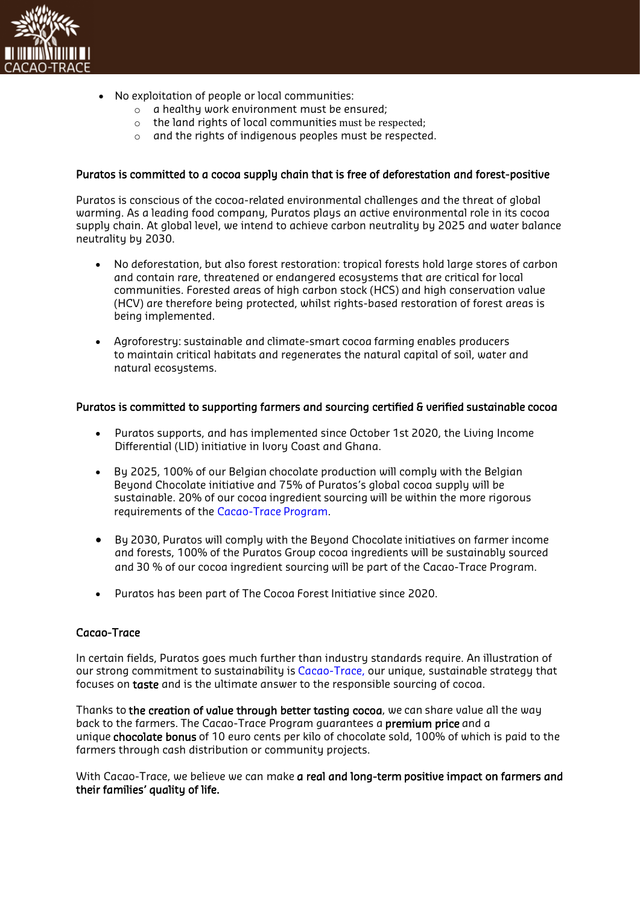- No exploitation of people or local communities:
    - a healthy work environment must be ensured;
    - the land rights of local communities must be respected;
    - and the rights of indigenous peoples must be respected.

**Puratos is committed to a cocoa supply chain that is free of deforestation and forest-positive**

Puratos is conscious of the cocoa-related environmental challenges and the threat of global warming. As a leading food company, Puratos plays an active environmental role in its cocoa supply chain. At global level, we intend to achieve carbon neutrality by 2025 and water balance neutrality by 2030.

- No deforestation, but also forest restoration: tropical forests hold large stores of carbon and contain rare, threatened or endangered ecosystems that are critical for local communities. Forested areas of high carbon stock (HCS) and high conservation value (HCV) are therefore being protected, whilst rights-based restoration of forest areas is being implemented.

- Agroforestry: sustainable and climate-smart cocoa farming enables producers to maintain critical habitats and regenerates the natural capital of soil, water and natural ecosystems.

**Puratos is committed to supporting farmers and sourcing certified & verified sustainable cocoa**

- Puratos supports, and has implemented since October 1st 2020, the Living Income Differential (LID) initiative in Ivory Coast and Ghana.

- By 2025, 100% of our Belgian chocolate production will comply with the Belgian Beyond Chocolate initiative and 75% of Puratos's global cocoa supply will be sustainable. 20% of our cocoa ingredient sourcing will be within the more rigorous requirements of the Cacao-Trace Program.

- By 2030, Puratos will comply with the Beyond Chocolate initiatives on farmer income and forests, 100% of the Puratos Group cocoa ingredients will be sustainably sourced and 30 % of our cocoa ingredient sourcing will be part of the Cacao-Trace Program.

- Puratos has been part of The Cocoa Forest Initiative since 2020.

**Cacao-Trace**

In certain fields, Puratos goes much further than industry standards require. An illustration of our strong commitment to sustainability is Cacao-Trace, our unique, sustainable strategy that focuses on **taste** and is the ultimate answer to the responsible sourcing of cocoa.

Thanks to **the creation of value through better tasting cocoa**, we can share value all the way back to the farmers. The Cacao-Trace Program guarantees a **premium price** and a unique **chocolate bonus** of 10 euro cents per kilo of chocolate sold, 100% of which is paid to the farmers through cash distribution or community projects.

With Cacao-Trace, we believe we can make **a real and long-term positive impact on farmers and their families' quality of life.**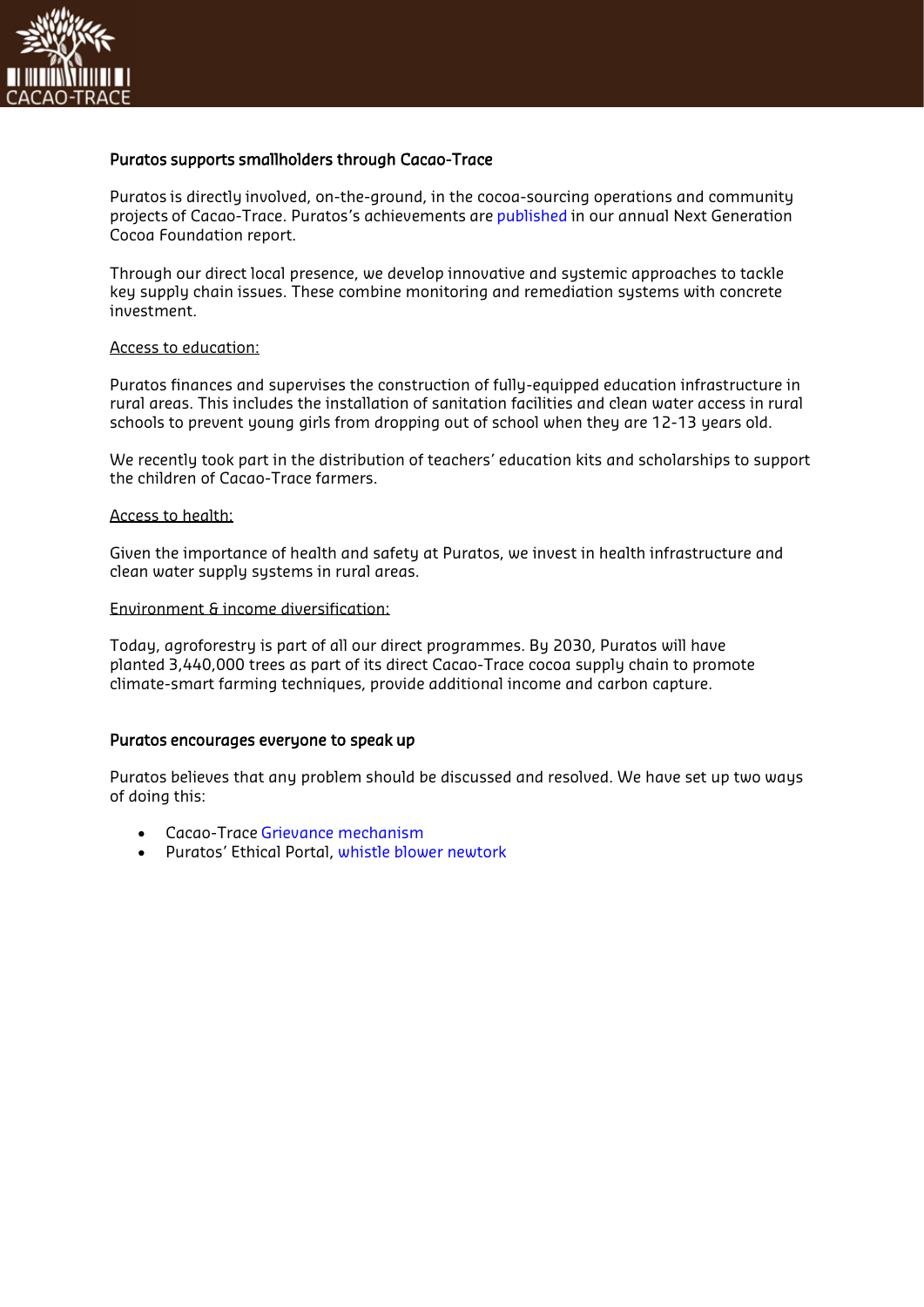**Puratos supports smallholders through Cacao-Trace**

Puratos is directly involved, on-the-ground, in the cocoa-sourcing operations and community projects of Cacao-Trace. Puratos's achievements are published in our annual Next Generation Cocoa Foundation report.

Through our direct local presence, we develop innovative and systemic approaches to tackle key supply chain issues. These combine monitoring and remediation systems with concrete investment.

Access to education:

Puratos finances and supervises the construction of fully-equipped education infrastructure in rural areas. This includes the installation of sanitation facilities and clean water access in rural schools to prevent young girls from dropping out of school when they are 12-13 years old.

We recently took part in the distribution of teachers' education kits and scholarships to support the children of Cacao-Trace farmers.

Access to health:

Given the importance of health and safety at Puratos, we invest in health infrastructure and clean water supply systems in rural areas.

Environment & income diversification:

Today, agroforestry is part of all our direct programmes. By 2030, Puratos will have planted 3,440,000 trees as part of its direct Cacao-Trace cocoa supply chain to promote climate-smart farming techniques, provide additional income and carbon capture.

**Puratos encourages everyone to speak up**

Puratos believes that any problem should be discussed and resolved. We have set up two ways of doing this:

- Cacao-Trace Grievance mechanism
- Puratos' Ethical Portal, whistle blower newtork